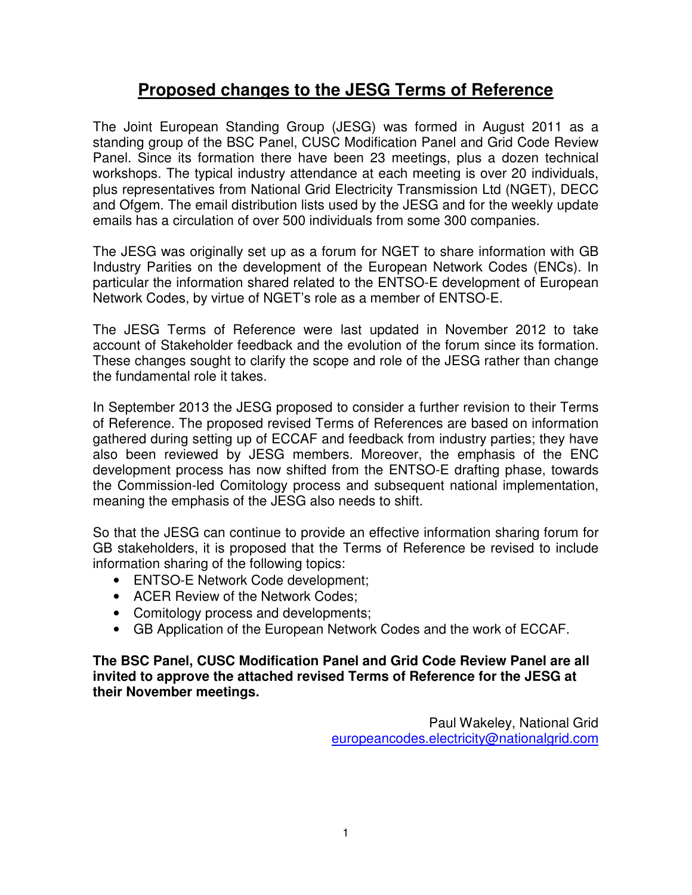# Proposed changes to the JESG Terms of Reference

The Joint European Standing Group (JESG) was formed in August 2011 as a standing group of the BSC Panel, CUSC Modification Panel and Grid Code Review Panel. Since its formation there have been 23 meetings, plus a dozen technical workshops. The typical industry attendance at each meeting is over 20 individuals, plus representatives from National Grid Electricity Transmission Ltd (NGET), DECC and Ofgem. The email distribution lists used by the JESG and for the weekly update emails has a circulation of over 500 individuals from some 300 companies.

The JESG was originally set up as a forum for NGET to share information with GB Industry Parities on the development of the European Network Codes (ENCs). In particular the information shared related to the ENTSO-E development of European Network Codes, by virtue of NGET's role as a member of ENTSO-E.

The JESG Terms of Reference were last updated in November 2012 to take account of Stakeholder feedback and the evolution of the forum since its formation. These changes sought to clarify the scope and role of the JESG rather than change the fundamental role it takes.

In September 2013 the JESG proposed to consider a further revision to their Terms of Reference. The proposed revised Terms of References are based on information gathered during setting up of ECCAF and feedback from industry parties; they have also been reviewed by JESG members. Moreover, the emphasis of the ENC development process has now shifted from the ENTSO-E drafting phase, towards the Commission-led Comitology process and subsequent national implementation, meaning the emphasis of the JESG also needs to shift.

So that the JESG can continue to provide an effective information sharing forum for GB stakeholders, it is proposed that the Terms of Reference be revised to include information sharing of the following topics:

- ENTSO-E Network Code development;
- ACER Review of the Network Codes;
- Comitology process and developments;
- GB Application of the European Network Codes and the work of ECCAF.

**The BSC Panel, CUSC Modification Panel and Grid Code Review Panel are all invited to approve the attached revised Terms of Reference for the JESG at their November meetings.**

Paul Wakeley, National Grid
europeancodes.electricity@nationalgrid.com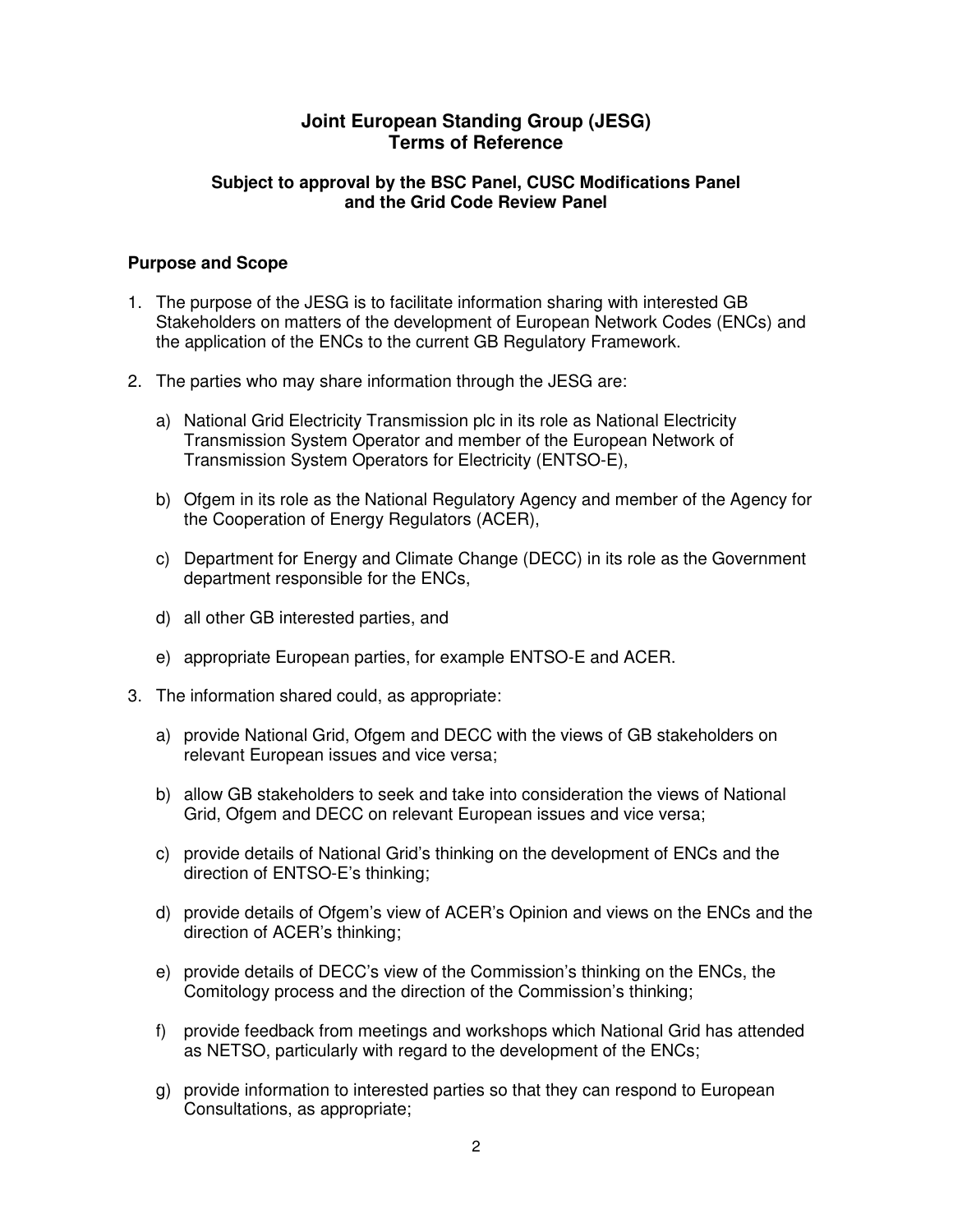# Joint European Standing Group (JESG)
# Terms of Reference

### Subject to approval by the BSC Panel, CUSC Modifications Panel and the Grid Code Review Panel

## Purpose and Scope

1. The purpose of the JESG is to facilitate information sharing with interested GB Stakeholders on matters of the development of European Network Codes (ENCs) and the application of the ENCs to the current GB Regulatory Framework.

2. The parties who may share information through the JESG are:

   a) National Grid Electricity Transmission plc in its role as National Electricity Transmission System Operator and member of the European Network of Transmission System Operators for Electricity (ENTSO-E),

   b) Ofgem in its role as the National Regulatory Agency and member of the Agency for the Cooperation of Energy Regulators (ACER),

   c) Department for Energy and Climate Change (DECC) in its role as the Government department responsible for the ENCs,

   d) all other GB interested parties, and

   e) appropriate European parties, for example ENTSO-E and ACER.

3. The information shared could, as appropriate:

   a) provide National Grid, Ofgem and DECC with the views of GB stakeholders on relevant European issues and vice versa;

   b) allow GB stakeholders to seek and take into consideration the views of National Grid, Ofgem and DECC on relevant European issues and vice versa;

   c) provide details of National Grid's thinking on the development of ENCs and the direction of ENTSO-E's thinking;

   d) provide details of Ofgem's view of ACER's Opinion and views on the ENCs and the direction of ACER's thinking;

   e) provide details of DECC's view of the Commission's thinking on the ENCs, the Comitology process and the direction of the Commission's thinking;

   f) provide feedback from meetings and workshops which National Grid has attended as NETSO, particularly with regard to the development of the ENCs;

   g) provide information to interested parties so that they can respond to European Consultations, as appropriate;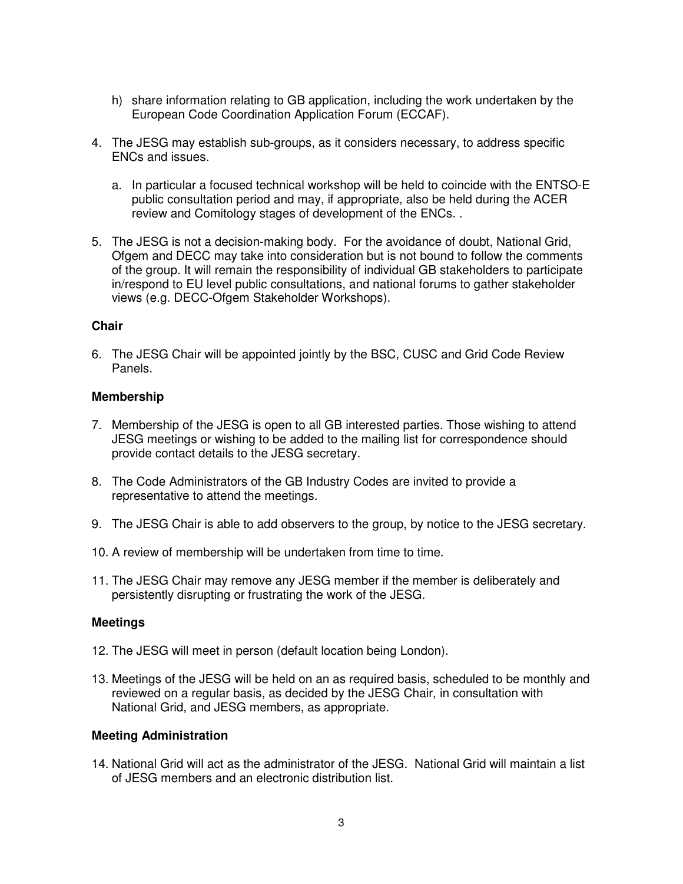h) share information relating to GB application, including the work undertaken by the European Code Coordination Application Forum (ECCAF).

4. The JESG may establish sub-groups, as it considers necessary, to address specific ENCs and issues.

    a. In particular a focused technical workshop will be held to coincide with the ENTSO-E public consultation period and may, if appropriate, also be held during the ACER review and Comitology stages of development of the ENCs. .

5. The JESG is not a decision-making body. For the avoidance of doubt, National Grid, Ofgem and DECC may take into consideration but is not bound to follow the comments of the group. It will remain the responsibility of individual GB stakeholders to participate in/respond to EU level public consultations, and national forums to gather stakeholder views (e.g. DECC-Ofgem Stakeholder Workshops).

**Chair**

6. The JESG Chair will be appointed jointly by the BSC, CUSC and Grid Code Review Panels.

**Membership**

7. Membership of the JESG is open to all GB interested parties. Those wishing to attend JESG meetings or wishing to be added to the mailing list for correspondence should provide contact details to the JESG secretary.

8. The Code Administrators of the GB Industry Codes are invited to provide a representative to attend the meetings.

9. The JESG Chair is able to add observers to the group, by notice to the JESG secretary.

10. A review of membership will be undertaken from time to time.

11. The JESG Chair may remove any JESG member if the member is deliberately and persistently disrupting or frustrating the work of the JESG.

**Meetings**

12. The JESG will meet in person (default location being London).

13. Meetings of the JESG will be held on an as required basis, scheduled to be monthly and reviewed on a regular basis, as decided by the JESG Chair, in consultation with National Grid, and JESG members, as appropriate.

**Meeting Administration**

14. National Grid will act as the administrator of the JESG. National Grid will maintain a list of JESG members and an electronic distribution list.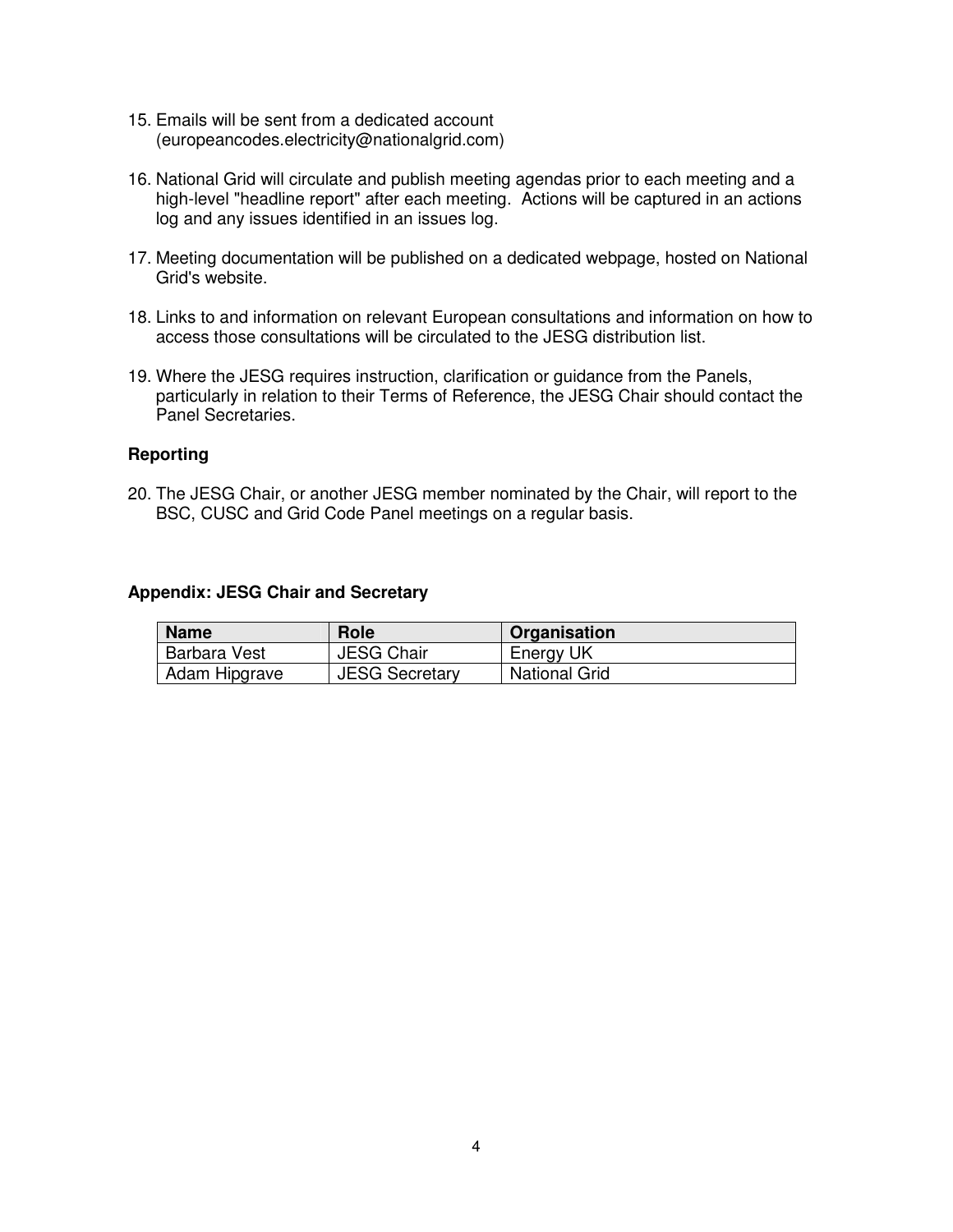15. Emails will be sent from a dedicated account (europeancodes.electricity@nationalgrid.com)

16. National Grid will circulate and publish meeting agendas prior to each meeting and a high-level "headline report" after each meeting. Actions will be captured in an actions log and any issues identified in an issues log.

17. Meeting documentation will be published on a dedicated webpage, hosted on National Grid's website.

18. Links to and information on relevant European consultations and information on how to access those consultations will be circulated to the JESG distribution list.

19. Where the JESG requires instruction, clarification or guidance from the Panels, particularly in relation to their Terms of Reference, the JESG Chair should contact the Panel Secretaries.

**Reporting**

20. The JESG Chair, or another JESG member nominated by the Chair, will report to the BSC, CUSC and Grid Code Panel meetings on a regular basis.

**Appendix: JESG Chair and Secretary**

| Name | Role | Organisation |
| --- | --- | --- |
| Barbara Vest | JESG Chair | Energy UK |
| Adam Hipgrave | JESG Secretary | National Grid |